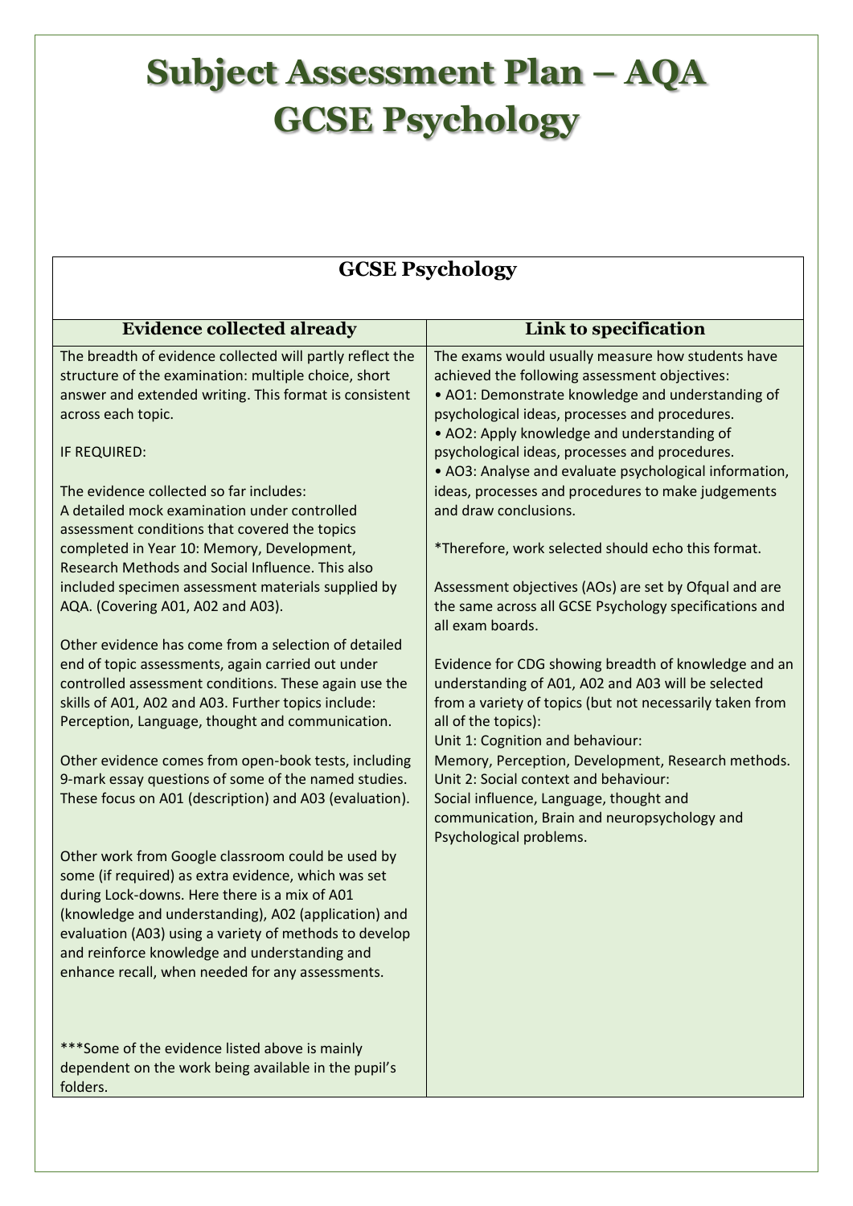# Subject Assessment Plan – AQA GCSE Psychology

| GCSE Psychology | |
|---|---|
| **Evidence collected already** | **Link to specification** |
| The breadth of evidence collected will partly reflect the structure of the examination: multiple choice, short answer and extended writing. This format is consistent across each topic.<br><br>IF REQUIRED:<br><br>The evidence collected so far includes:<br>A detailed mock examination under controlled assessment conditions that covered the topics completed in Year 10: Memory, Development, Research Methods and Social Influence. This also included specimen assessment materials supplied by AQA. (Covering A01, A02 and A03).<br><br>Other evidence has come from a selection of detailed end of topic assessments, again carried out under controlled assessment conditions. These again use the skills of A01, A02 and A03. Further topics include: Perception, Language, thought and communication.<br><br>Other evidence comes from open-book tests, including 9-mark essay questions of some of the named studies. These focus on A01 (description) and A03 (evaluation).<br><br>Other work from Google classroom could be used by some (if required) as extra evidence, which was set during Lock-downs. Here there is a mix of A01 (knowledge and understanding), A02 (application) and evaluation (A03) using a variety of methods to develop and reinforce knowledge and understanding and enhance recall, when needed for any assessments.<br><br>***Some of the evidence listed above is mainly dependent on the work being available in the pupil's folders. | The exams would usually measure how students have achieved the following assessment objectives:<br>• AO1: Demonstrate knowledge and understanding of psychological ideas, processes and procedures.<br>• AO2: Apply knowledge and understanding of psychological ideas, processes and procedures.<br>• AO3: Analyse and evaluate psychological information, ideas, processes and procedures to make judgements and draw conclusions.<br><br>*Therefore, work selected should echo this format.<br><br>Assessment objectives (AOs) are set by Ofqual and are the same across all GCSE Psychology specifications and all exam boards.<br><br>Evidence for CDG showing breadth of knowledge and an understanding of A01, A02 and A03 will be selected from a variety of topics (but not necessarily taken from all of the topics):<br>Unit 1: Cognition and behaviour:<br>Memory, Perception, Development, Research methods.<br>Unit 2: Social context and behaviour:<br>Social influence, Language, thought and communication, Brain and neuropsychology and Psychological problems. |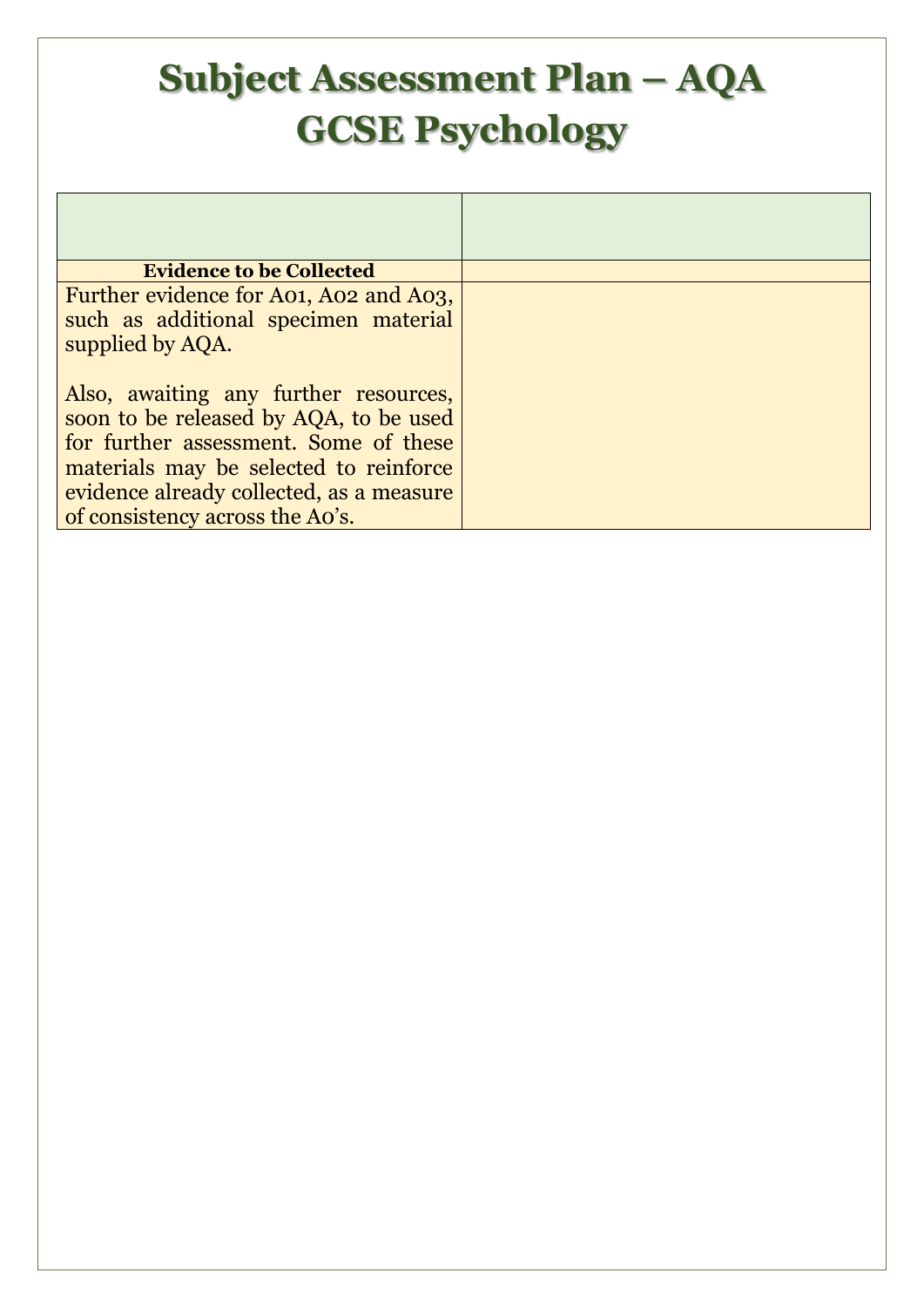# Subject Assessment Plan – AQA GCSE Psychology

| | |
|---|---|
| | |
| **Evidence to be Collected** | |
| Further evidence for A01, A02 and A03, such as additional specimen material supplied by AQA.<br><br>Also, awaiting any further resources, soon to be released by AQA, to be used for further assessment. Some of these materials may be selected to reinforce evidence already collected, as a measure of consistency across the A0's. | |